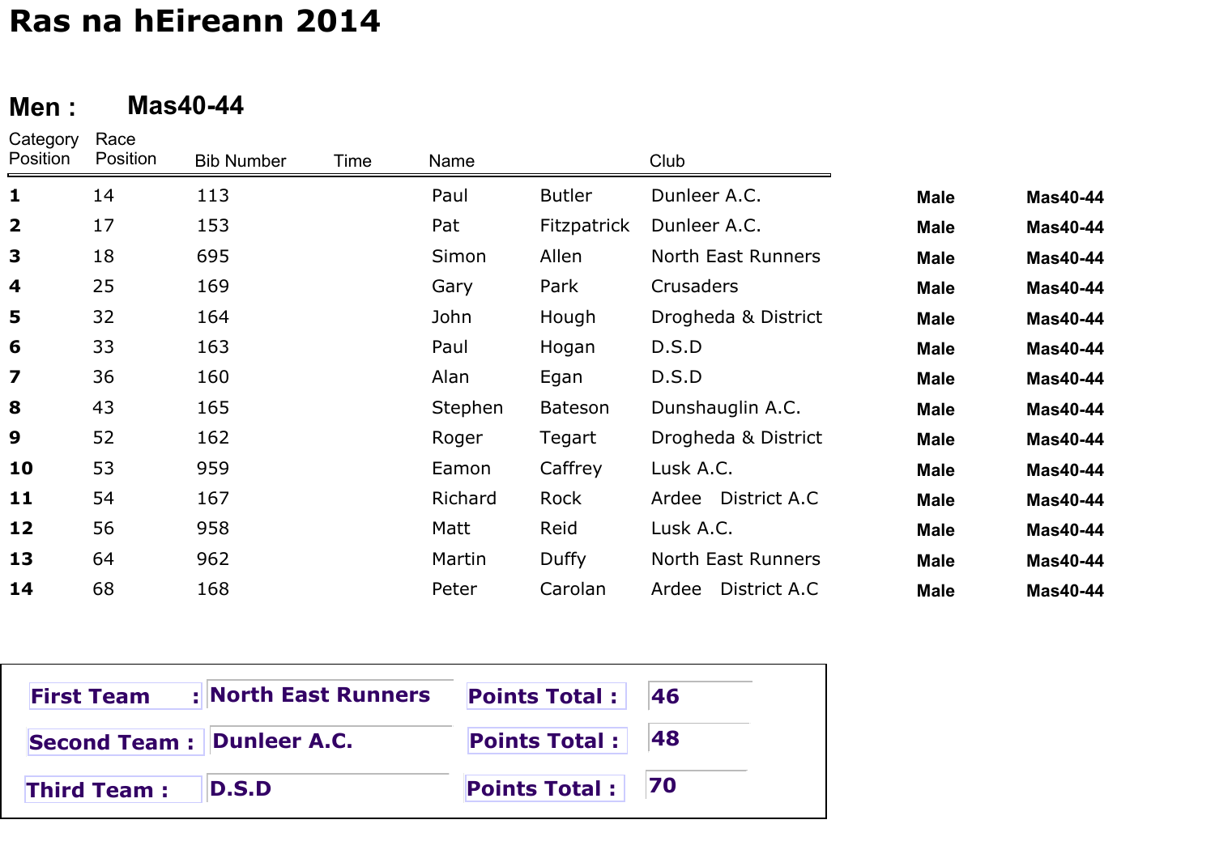# Ras na hEireann 2014

## Men : Mas40-44

| Category Position | Race Position | Bib Number | Time | Name | | Club | | |
|---|---|---|---|---|---|---|---|---|
| **1** | 14 | 113 | | Paul | Butler | Dunleer A.C. | **Male** | **Mas40-44** |
| **2** | 17 | 153 | | Pat | Fitzpatrick | Dunleer A.C. | **Male** | **Mas40-44** |
| **3** | 18 | 695 | | Simon | Allen | North East Runners | **Male** | **Mas40-44** |
| **4** | 25 | 169 | | Gary | Park | Crusaders | **Male** | **Mas40-44** |
| **5** | 32 | 164 | | John | Hough | Drogheda & District | **Male** | **Mas40-44** |
| **6** | 33 | 163 | | Paul | Hogan | D.S.D | **Male** | **Mas40-44** |
| **7** | 36 | 160 | | Alan | Egan | D.S.D | **Male** | **Mas40-44** |
| **8** | 43 | 165 | | Stephen | Bateson | Dunshauglin A.C. | **Male** | **Mas40-44** |
| **9** | 52 | 162 | | Roger | Tegart | Drogheda & District | **Male** | **Mas40-44** |
| **10** | 53 | 959 | | Eamon | Caffrey | Lusk A.C. | **Male** | **Mas40-44** |
| **11** | 54 | 167 | | Richard | Rock | Ardee District A.C | **Male** | **Mas40-44** |
| **12** | 56 | 958 | | Matt | Reid | Lusk A.C. | **Male** | **Mas40-44** |
| **13** | 64 | 962 | | Martin | Duffy | North East Runners | **Male** | **Mas40-44** |
| **14** | 68 | 168 | | Peter | Carolan | Ardee District A.C | **Male** | **Mas40-44** |

| | | | |
|---|---|---|---|
| **First Team :** | **North East Runners** | **Points Total :** | **46** |
| **Second Team :** | **Dunleer A.C.** | **Points Total :** | **48** |
| **Third Team :** | **D.S.D** | **Points Total :** | **70** |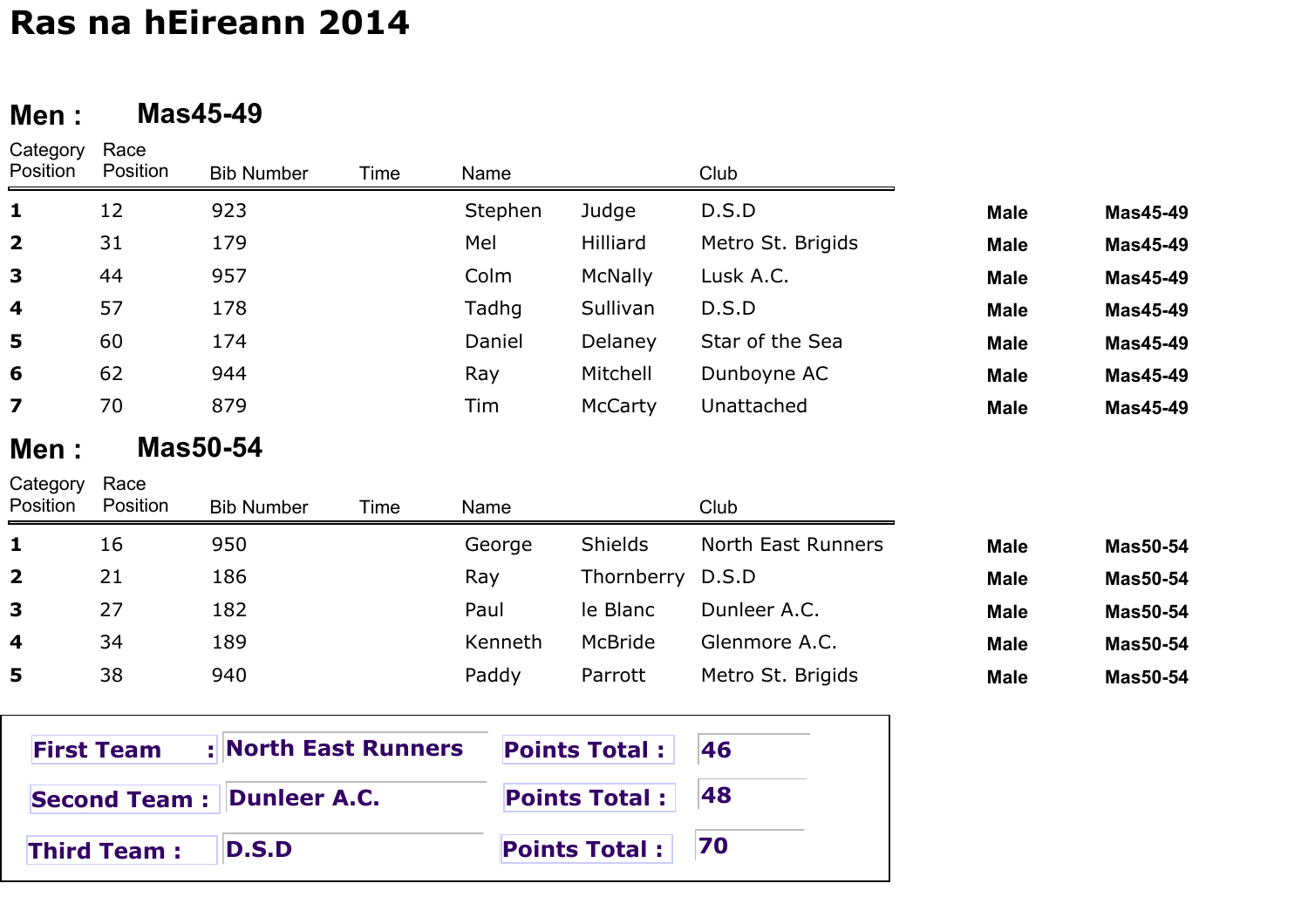# Ras na hEireann 2014

## Men : Mas45-49

| Category Position | Race Position | Bib Number | Time | Name | | Club | | |
|---|---|---|---|---|---|---|---|---|
| **1** | 12 | 923 | | Stephen | Judge | D.S.D | **Male** | **Mas45-49** |
| **2** | 31 | 179 | | Mel | Hilliard | Metro St. Brigids | **Male** | **Mas45-49** |
| **3** | 44 | 957 | | Colm | McNally | Lusk A.C. | **Male** | **Mas45-49** |
| **4** | 57 | 178 | | Tadhg | Sullivan | D.S.D | **Male** | **Mas45-49** |
| **5** | 60 | 174 | | Daniel | Delaney | Star of the Sea | **Male** | **Mas45-49** |
| **6** | 62 | 944 | | Ray | Mitchell | Dunboyne AC | **Male** | **Mas45-49** |
| **7** | 70 | 879 | | Tim | McCarty | Unattached | **Male** | **Mas45-49** |

## Men : Mas50-54

| Category Position | Race Position | Bib Number | Time | Name | | Club | | |
|---|---|---|---|---|---|---|---|---|
| **1** | 16 | 950 | | George | Shields | North East Runners | **Male** | **Mas50-54** |
| **2** | 21 | 186 | | Ray | Thornberry | D.S.D | **Male** | **Mas50-54** |
| **3** | 27 | 182 | | Paul | le Blanc | Dunleer A.C. | **Male** | **Mas50-54** |
| **4** | 34 | 189 | | Kenneth | McBride | Glenmore A.C. | **Male** | **Mas50-54** |
| **5** | 38 | 940 | | Paddy | Parrott | Metro St. Brigids | **Male** | **Mas50-54** |

| | | | |
|---|---|---|---|
| **First Team :** | **North East Runners** | **Points Total :** | **46** |
| **Second Team :** | **Dunleer A.C.** | **Points Total :** | **48** |
| **Third Team :** | **D.S.D** | **Points Total :** | **70** |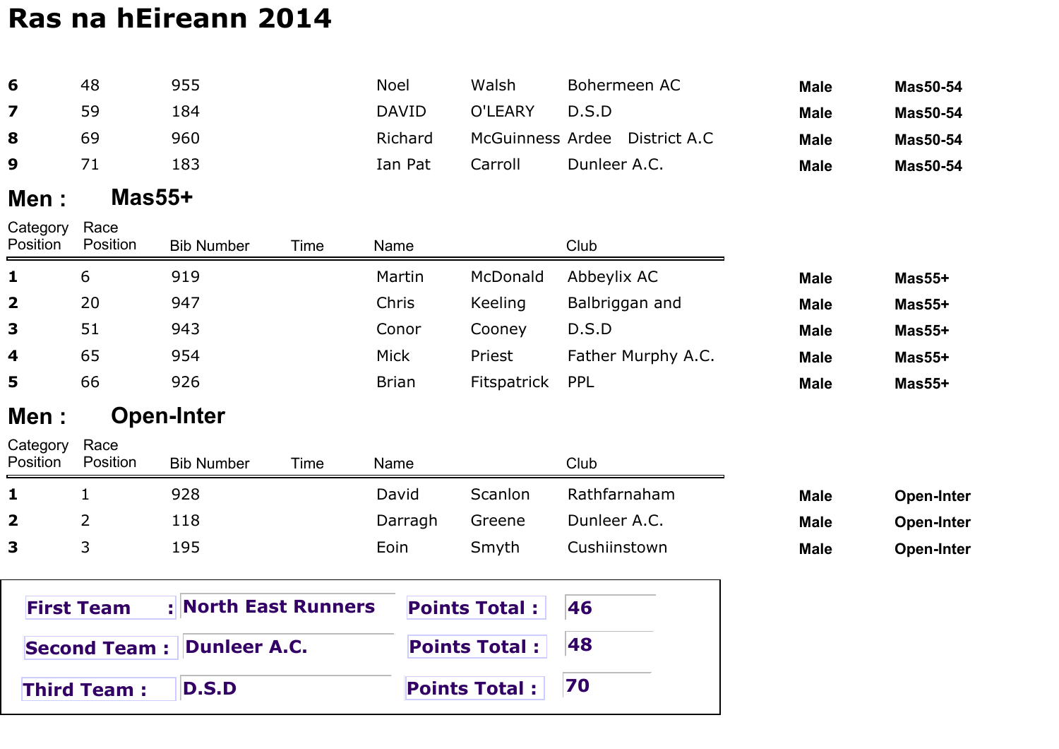# Ras na hEireann 2014

| | | | | | | | | |
|---|---|---|---|---|---|---|---|---|
| **6** | 48 | 955 | | Noel | Walsh | Bohermeen AC | **Male** | **Mas50-54** |
| **7** | 59 | 184 | | DAVID | O'LEARY | D.S.D | **Male** | **Mas50-54** |
| **8** | 69 | 960 | | Richard | McGuinness | Ardee District A.C | **Male** | **Mas50-54** |
| **9** | 71 | 183 | | Ian Pat | Carroll | Dunleer A.C. | **Male** | **Mas50-54** |

## Men : Mas55+

| Category Position | Race Position | Bib Number | Time | Name | | Club | | |
|---|---|---|---|---|---|---|---|---|
| **1** | 6 | 919 | | Martin | McDonald | Abbeylix AC | **Male** | **Mas55+** |
| **2** | 20 | 947 | | Chris | Keeling | Balbriggan and | **Male** | **Mas55+** |
| **3** | 51 | 943 | | Conor | Cooney | D.S.D | **Male** | **Mas55+** |
| **4** | 65 | 954 | | Mick | Priest | Father Murphy A.C. | **Male** | **Mas55+** |
| **5** | 66 | 926 | | Brian | Fitspatrick | PPL | **Male** | **Mas55+** |

## Men : Open-Inter

| Category Position | Race Position | Bib Number | Time | Name | | Club | | |
|---|---|---|---|---|---|---|---|---|
| **1** | 1 | 928 | | David | Scanlon | Rathfarnaham | **Male** | **Open-Inter** |
| **2** | 2 | 118 | | Darragh | Greene | Dunleer A.C. | **Male** | **Open-Inter** |
| **3** | 3 | 195 | | Eoin | Smyth | Cushiinstown | **Male** | **Open-Inter** |

| | | | |
|---|---|---|---|
| **First Team :** | **North East Runners** | **Points Total :** | **46** |
| **Second Team :** | **Dunleer A.C.** | **Points Total :** | **48** |
| **Third Team :** | **D.S.D** | **Points Total :** | **70** |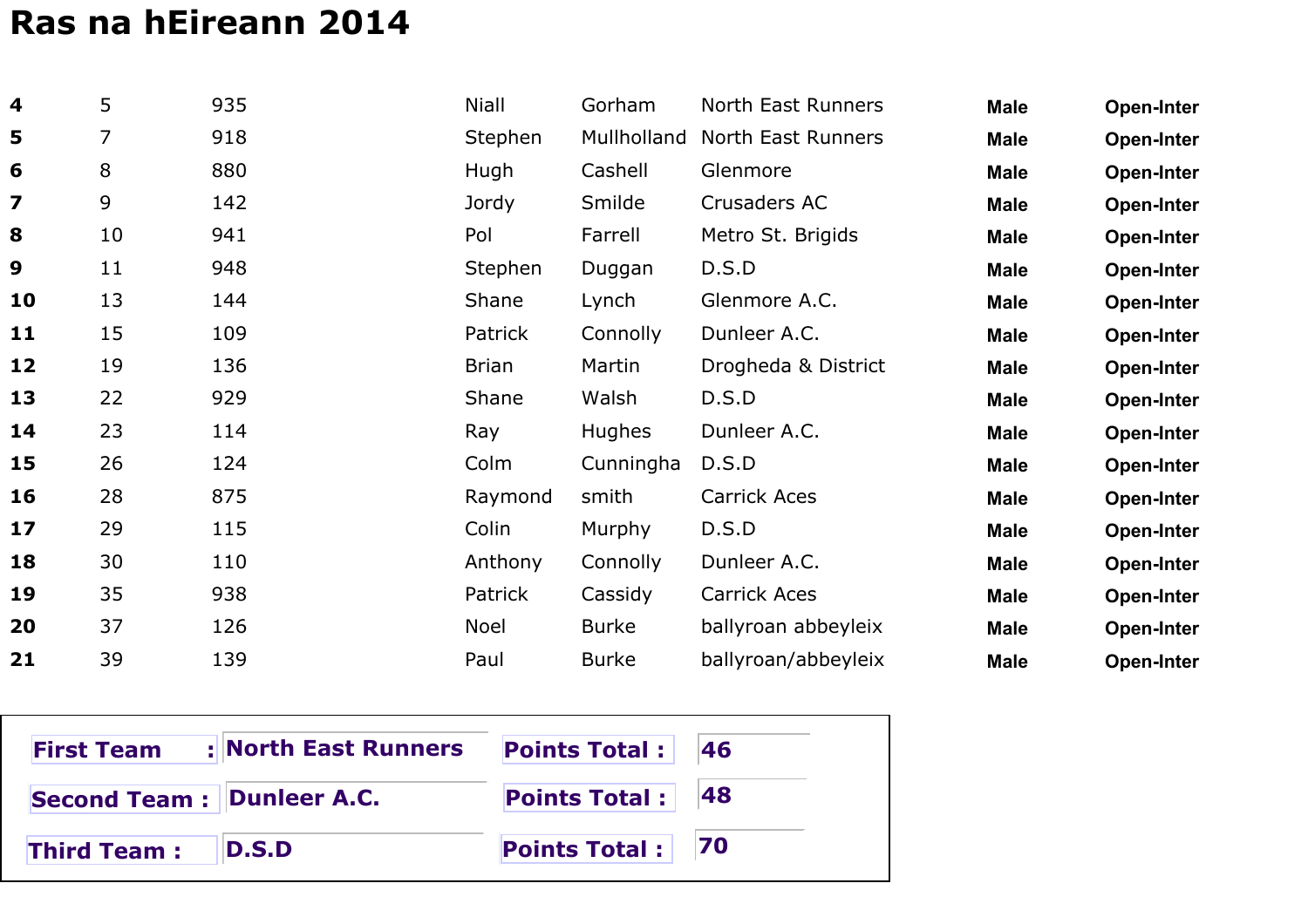# Ras na hEireann 2014

| | | | | | | | |
|---|---|---|---|---|---|---|---|
| **4** | 5 | 935 | Niall | Gorham | North East Runners | **Male** | **Open-Inter** |
| **5** | 7 | 918 | Stephen | Mullholland | North East Runners | **Male** | **Open-Inter** |
| **6** | 8 | 880 | Hugh | Cashell | Glenmore | **Male** | **Open-Inter** |
| **7** | 9 | 142 | Jordy | Smilde | Crusaders AC | **Male** | **Open-Inter** |
| **8** | 10 | 941 | Pol | Farrell | Metro St. Brigids | **Male** | **Open-Inter** |
| **9** | 11 | 948 | Stephen | Duggan | D.S.D | **Male** | **Open-Inter** |
| **10** | 13 | 144 | Shane | Lynch | Glenmore A.C. | **Male** | **Open-Inter** |
| **11** | 15 | 109 | Patrick | Connolly | Dunleer A.C. | **Male** | **Open-Inter** |
| **12** | 19 | 136 | Brian | Martin | Drogheda & District | **Male** | **Open-Inter** |
| **13** | 22 | 929 | Shane | Walsh | D.S.D | **Male** | **Open-Inter** |
| **14** | 23 | 114 | Ray | Hughes | Dunleer A.C. | **Male** | **Open-Inter** |
| **15** | 26 | 124 | Colm | Cunningha | D.S.D | **Male** | **Open-Inter** |
| **16** | 28 | 875 | Raymond | smith | Carrick Aces | **Male** | **Open-Inter** |
| **17** | 29 | 115 | Colin | Murphy | D.S.D | **Male** | **Open-Inter** |
| **18** | 30 | 110 | Anthony | Connolly | Dunleer A.C. | **Male** | **Open-Inter** |
| **19** | 35 | 938 | Patrick | Cassidy | Carrick Aces | **Male** | **Open-Inter** |
| **20** | 37 | 126 | Noel | Burke | ballyroan abbeyleix | **Male** | **Open-Inter** |
| **21** | 39 | 139 | Paul | Burke | ballyroan/abbeyleix | **Male** | **Open-Inter** |

| | | | |
|---|---|---|---|
| **First Team :** | **North East Runners** | **Points Total :** | **46** |
| **Second Team :** | **Dunleer A.C.** | **Points Total :** | **48** |
| **Third Team :** | **D.S.D** | **Points Total :** | **70** |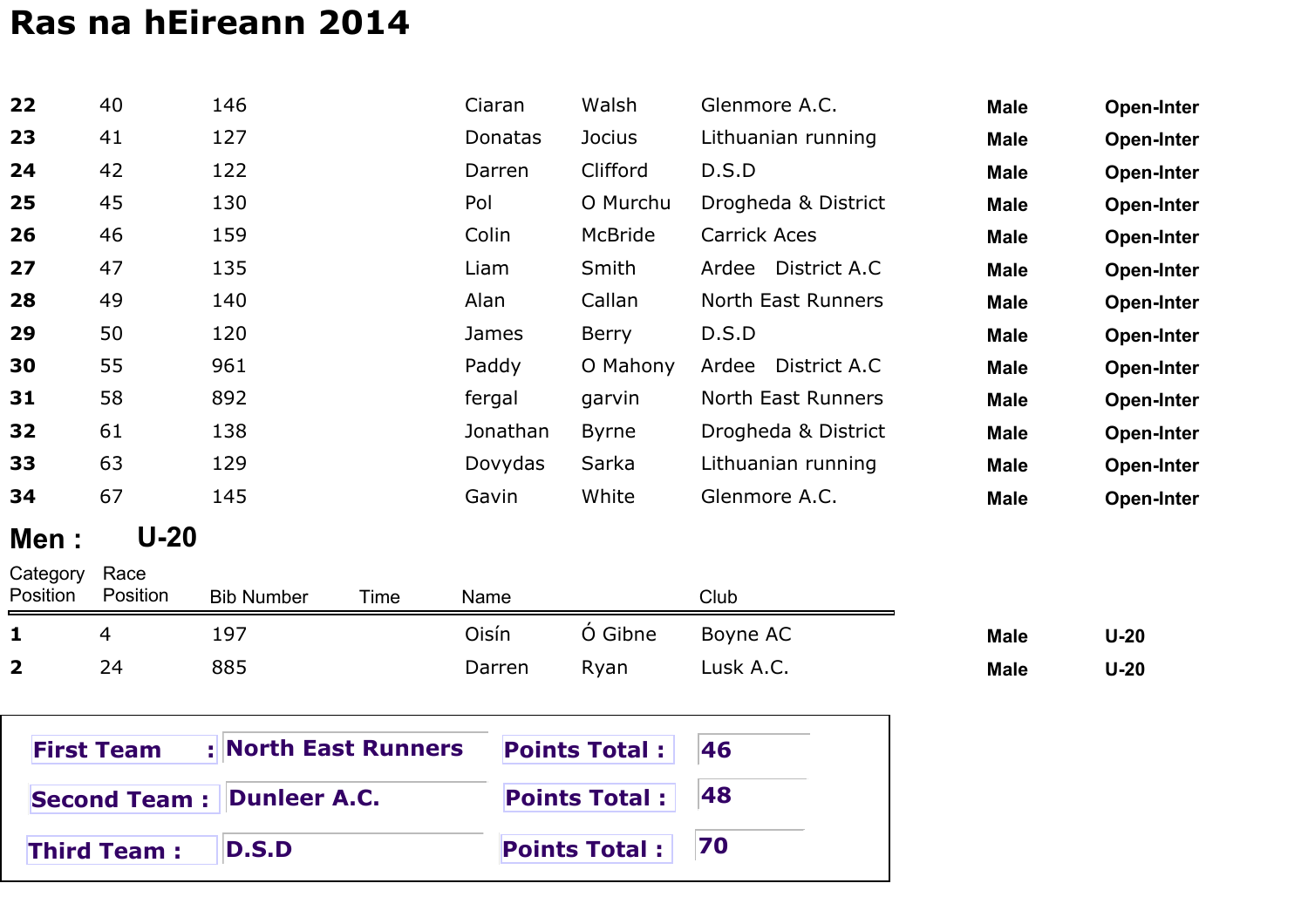# Ras na hEireann 2014

| | | | | | | | | |
|---|---|---|---|---|---|---|---|---|
| **22** | 40 | 146 | | Ciaran | Walsh | Glenmore A.C. | **Male** | **Open-Inter** |
| **23** | 41 | 127 | | Donatas | Jocius | Lithuanian running | **Male** | **Open-Inter** |
| **24** | 42 | 122 | | Darren | Clifford | D.S.D | **Male** | **Open-Inter** |
| **25** | 45 | 130 | | Pol | O Murchu | Drogheda & District | **Male** | **Open-Inter** |
| **26** | 46 | 159 | | Colin | McBride | Carrick Aces | **Male** | **Open-Inter** |
| **27** | 47 | 135 | | Liam | Smith | Ardee District A.C | **Male** | **Open-Inter** |
| **28** | 49 | 140 | | Alan | Callan | North East Runners | **Male** | **Open-Inter** |
| **29** | 50 | 120 | | James | Berry | D.S.D | **Male** | **Open-Inter** |
| **30** | 55 | 961 | | Paddy | O Mahony | Ardee District A.C | **Male** | **Open-Inter** |
| **31** | 58 | 892 | | fergal | garvin | North East Runners | **Male** | **Open-Inter** |
| **32** | 61 | 138 | | Jonathan | Byrne | Drogheda & District | **Male** | **Open-Inter** |
| **33** | 63 | 129 | | Dovydas | Sarka | Lithuanian running | **Male** | **Open-Inter** |
| **34** | 67 | 145 | | Gavin | White | Glenmore A.C. | **Male** | **Open-Inter** |

## Men : U-20

| Category Position | Race Position | Bib Number | Time | Name | | Club | | |
|---|---|---|---|---|---|---|---|---|
| **1** | 4 | 197 | | Oisín | Ó Gibne | Boyne AC | **Male** | **U-20** |
| **2** | 24 | 885 | | Darren | Ryan | Lusk A.C. | **Male** | **U-20** |

| | | | |
|---|---|---|---|
| **First Team :** | **North East Runners** | **Points Total :** | **46** |
| **Second Team :** | **Dunleer A.C.** | **Points Total :** | **48** |
| **Third Team :** | **D.S.D** | **Points Total :** | **70** |